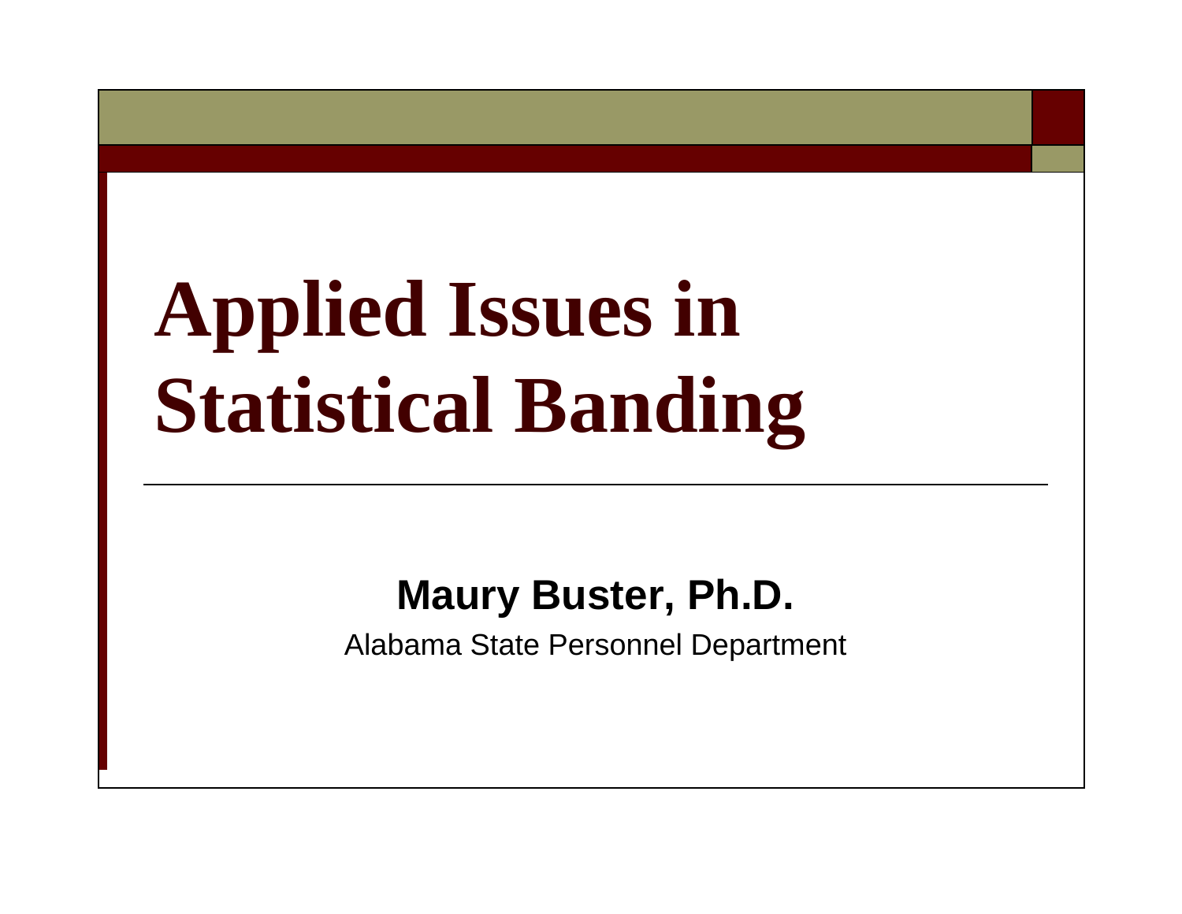# Applied Issues in Statistical Banding

**Maury Buster, Ph.D.**

Alabama State Personnel Department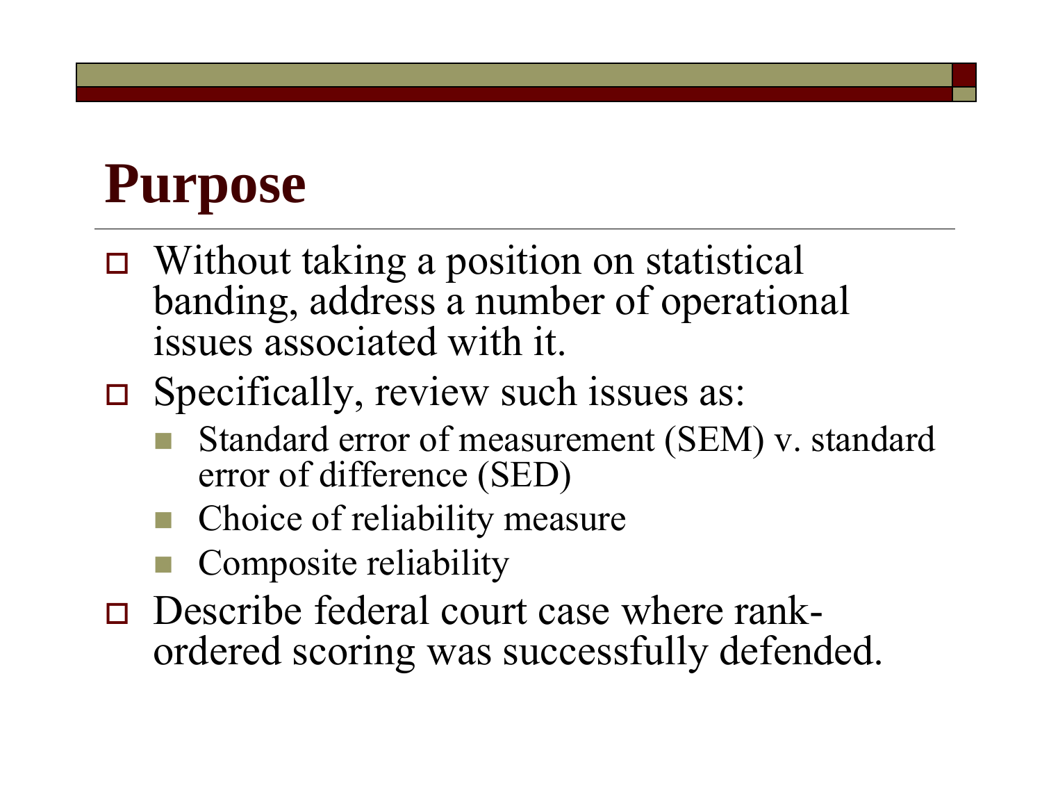# Purpose

- Without taking a position on statistical banding, address a number of operational issues associated with it.
- Specifically, review such issues as:
  - Standard error of measurement (SEM) v. standard error of difference (SED)
  - Choice of reliability measure
  - Composite reliability
- Describe federal court case where rank-ordered scoring was successfully defended.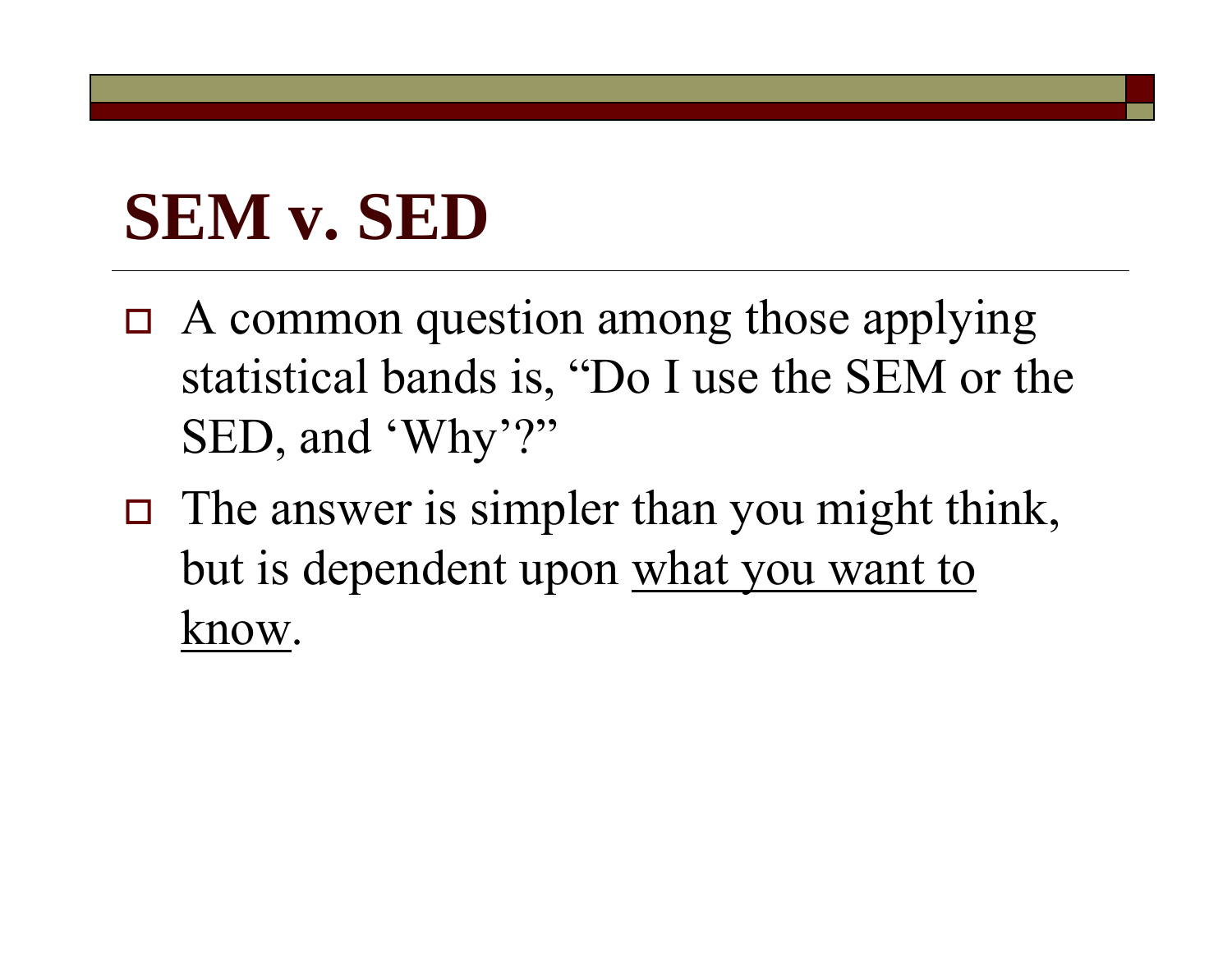# SEM v. SED

- A common question among those applying statistical bands is, “Do I use the SEM or the SED, and ‘Why’?”
- The answer is simpler than you might think, but is dependent upon <u>what you want to know</u>.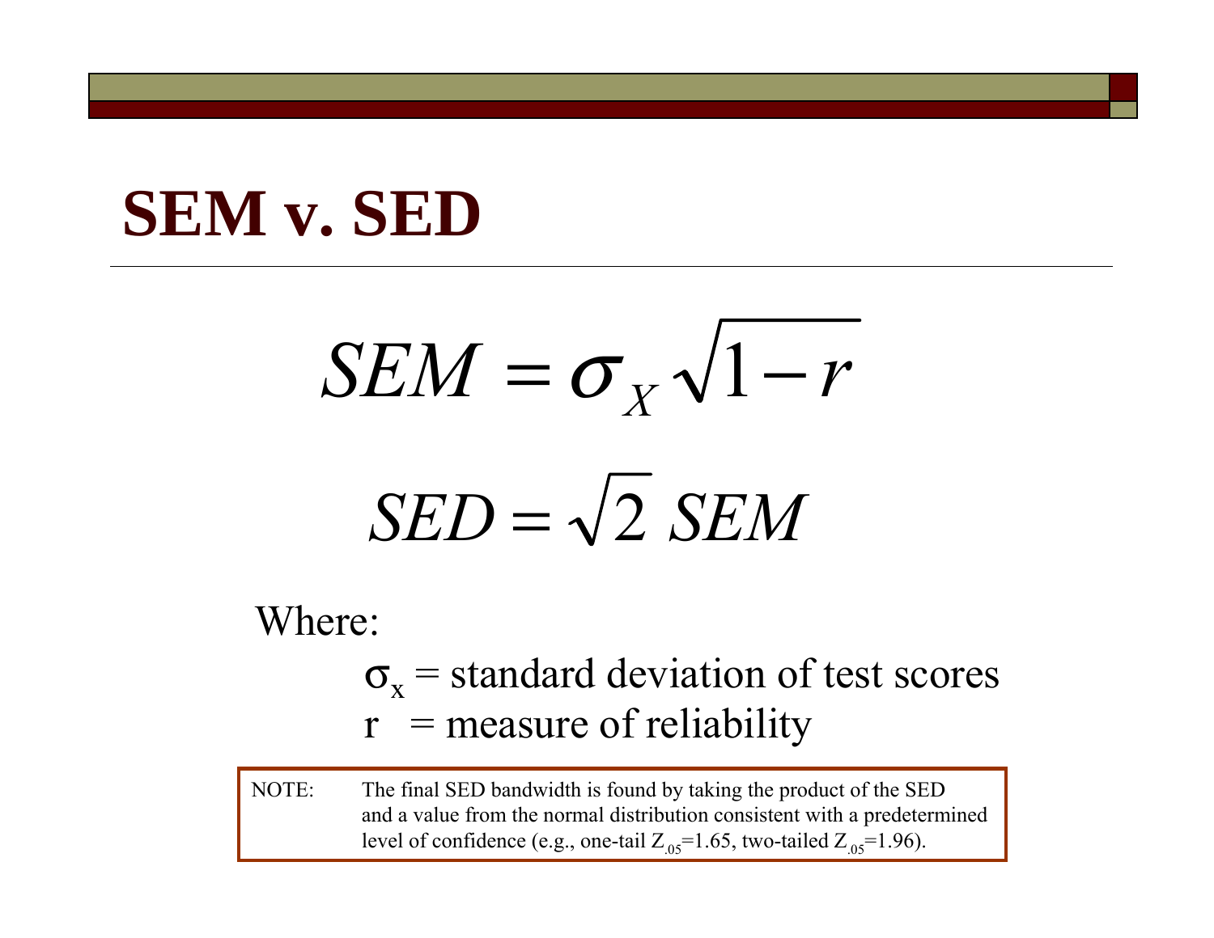# SEM v. SED

$$SEM = \sigma_X \sqrt{1 - r}$$

$$SED = \sqrt{2}\ SEM$$

Where:

$\sigma_x$ = standard deviation of test scores

$r$ = measure of reliability

NOTE: The final SED bandwidth is found by taking the product of the SED and a value from the normal distribution consistent with a predetermined level of confidence (e.g., one-tail $Z_{.05}$=1.65, two-tailed $Z_{.05}$=1.96).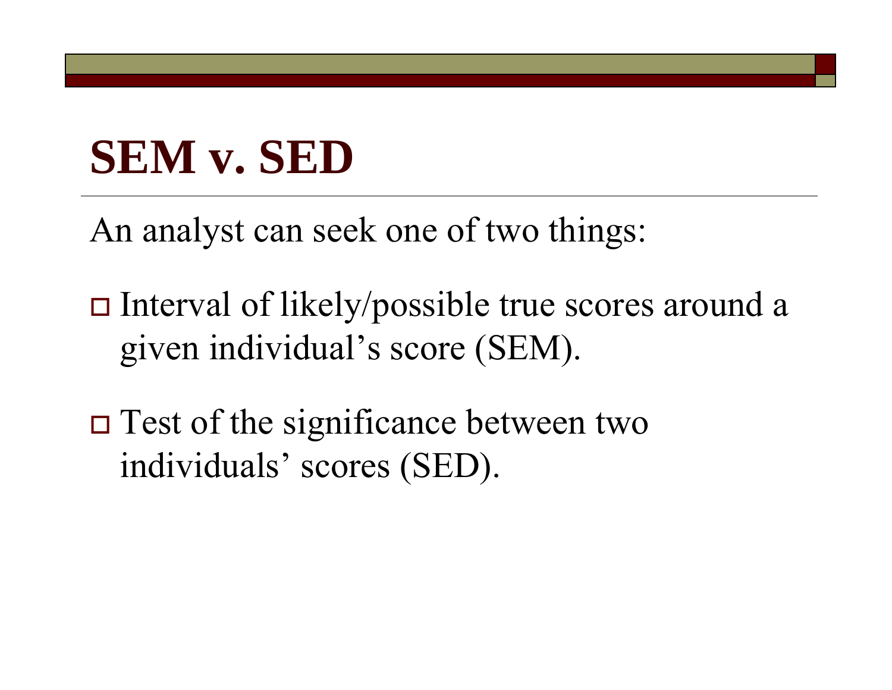# SEM v. SED

An analyst can seek one of two things:

- Interval of likely/possible true scores around a given individual's score (SEM).
- Test of the significance between two individuals' scores (SED).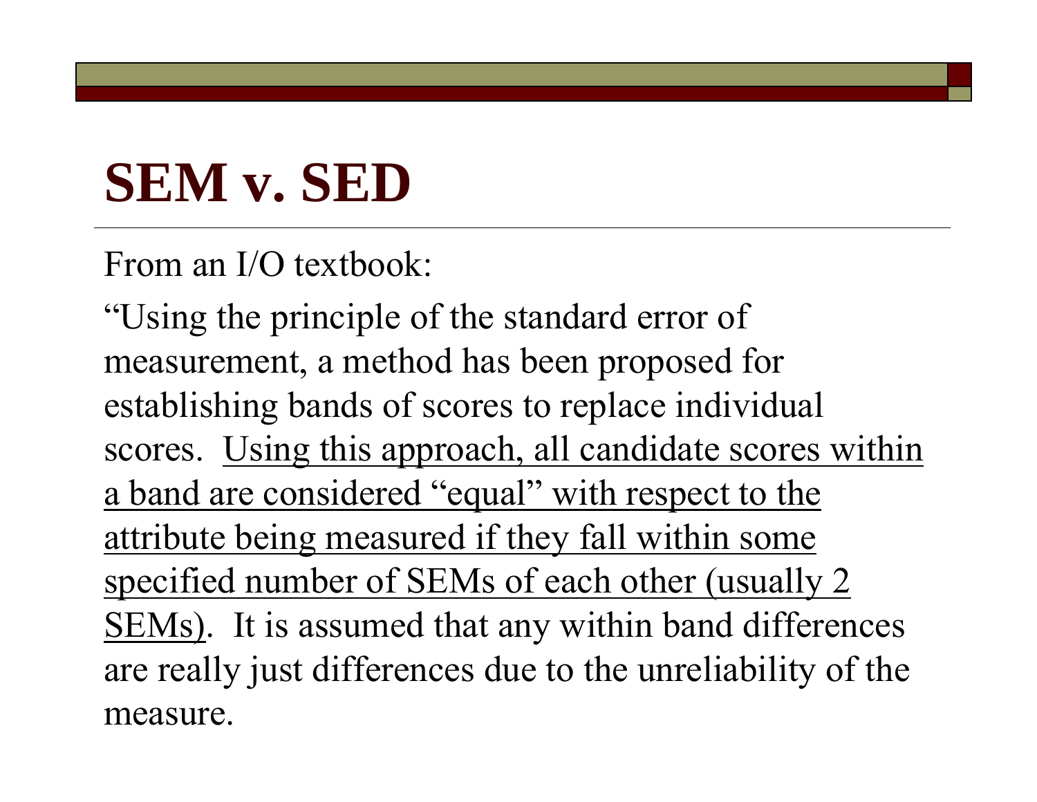# SEM v. SED

From an I/O textbook:

"Using the principle of the standard error of measurement, a method has been proposed for establishing bands of scores to replace individual scores. <u>Using this approach, all candidate scores within a band are considered "equal" with respect to the attribute being measured if they fall within some specified number of SEMs of each other (usually 2 SEMs)</u>. It is assumed that any within band differences are really just differences due to the unreliability of the measure.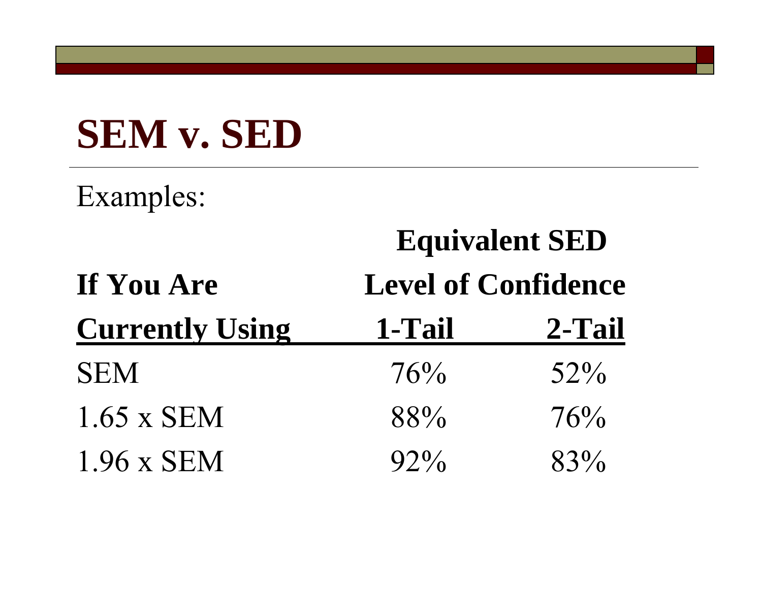# SEM v. SED

Examples:

| If You Are Currently Using | Equivalent SED Level of Confidence 1-Tail | 2-Tail |
|---|---|---|
| SEM | 76% | 52% |
| 1.65 x SEM | 88% | 76% |
| 1.96 x SEM | 92% | 83% |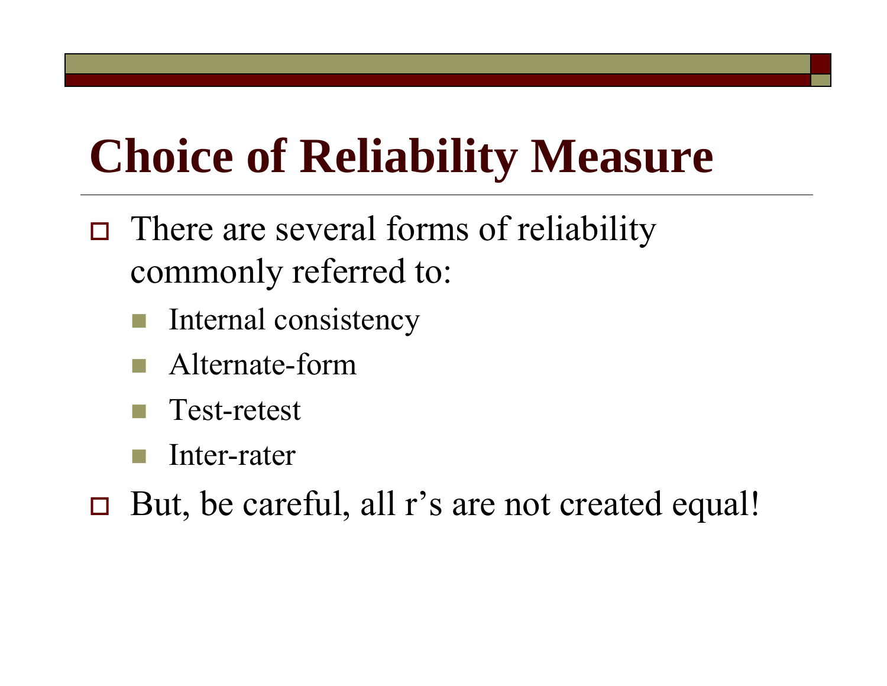# Choice of Reliability Measure

- There are several forms of reliability commonly referred to:
  - Internal consistency
  - Alternate-form
  - Test-retest
  - Inter-rater
- But, be careful, all r’s are not created equal!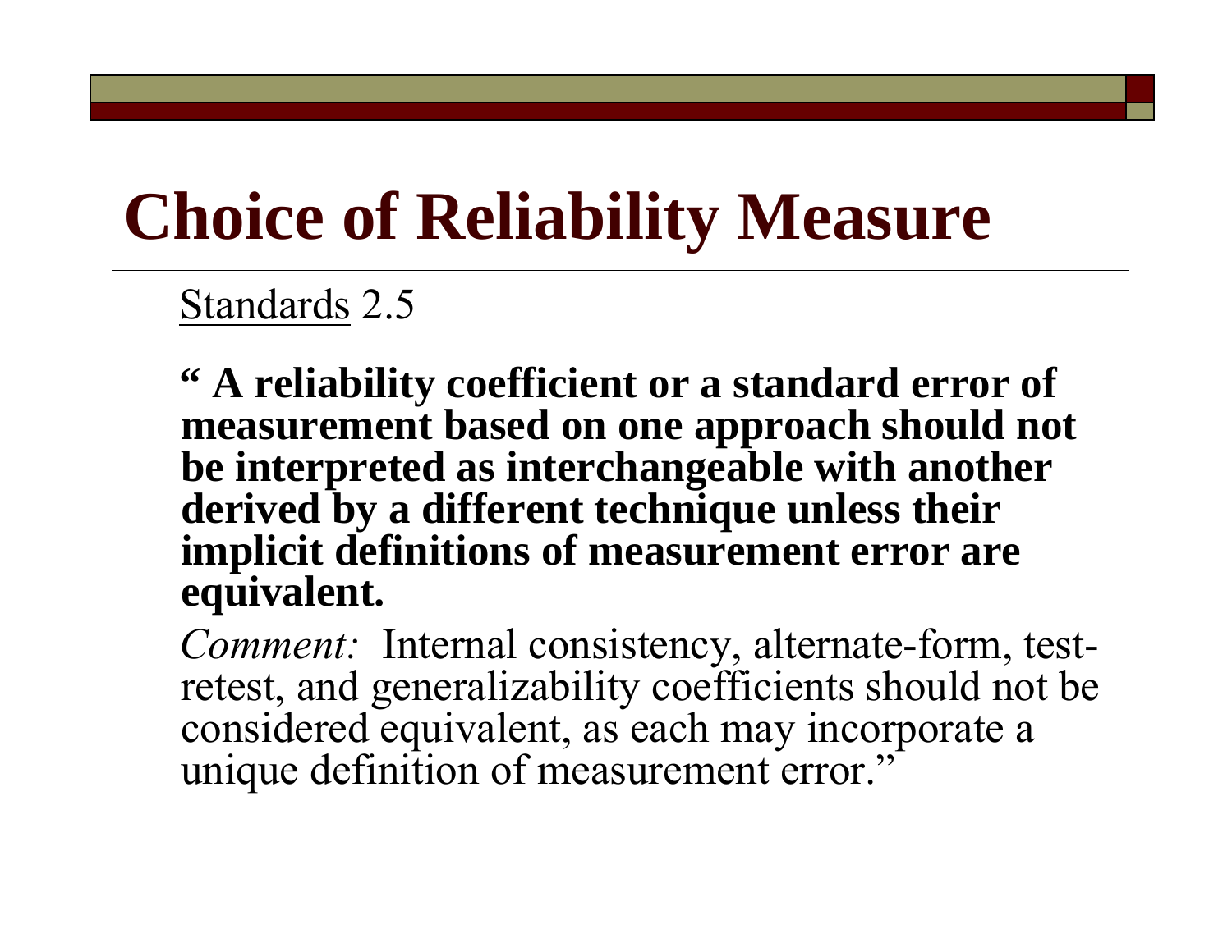# Choice of Reliability Measure

Standards 2.5

**" A reliability coefficient or a standard error of measurement based on one approach should not be interpreted as interchangeable with another derived by a different technique unless their implicit definitions of measurement error are equivalent.**

*Comment:* Internal consistency, alternate-form, test-retest, and generalizability coefficients should not be considered equivalent, as each may incorporate a unique definition of measurement error."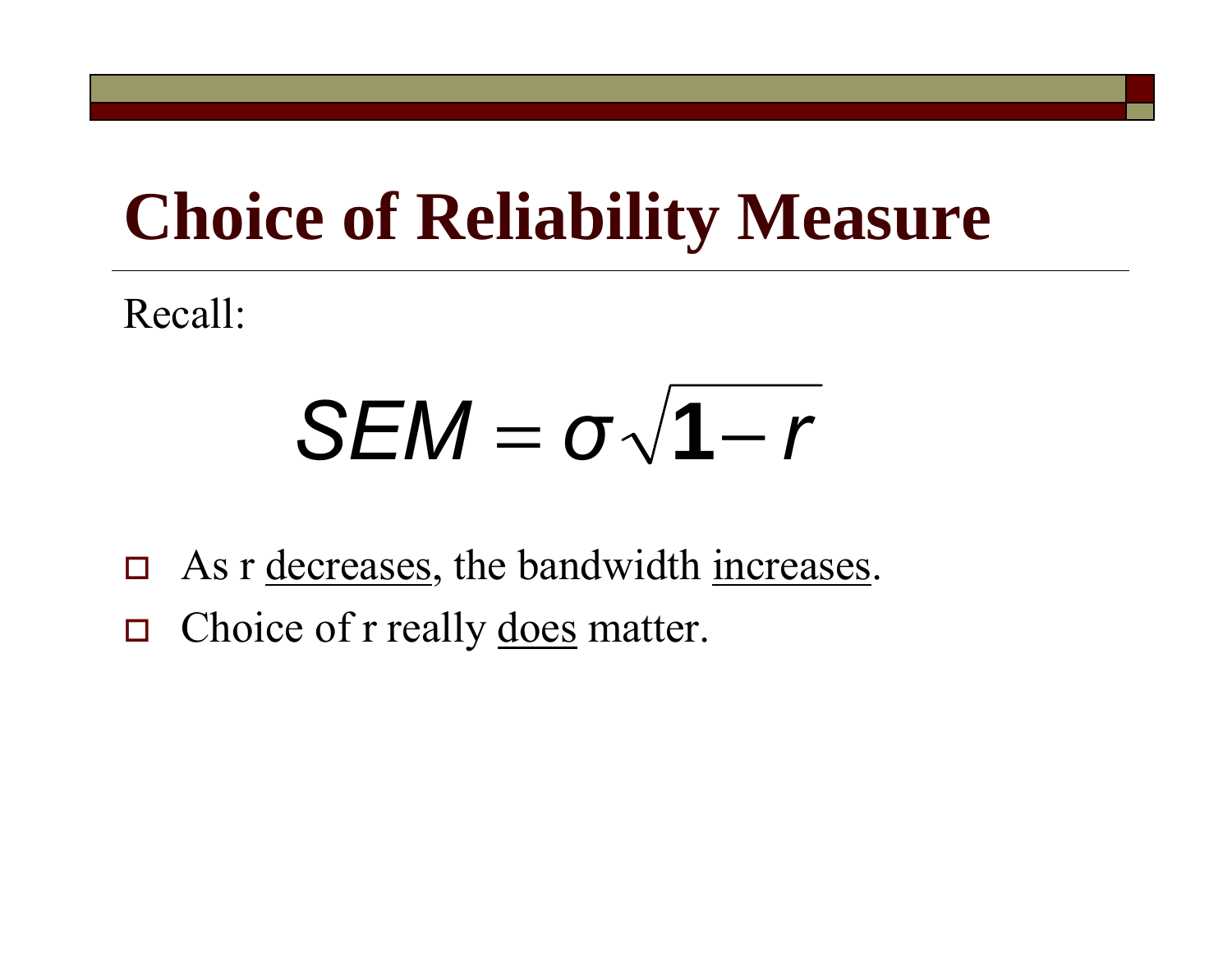# Choice of Reliability Measure

Recall:

$$SEM = \sigma\sqrt{1 - r}$$

- As r <u>decreases</u>, the bandwidth <u>increases</u>.
- Choice of r really <u>does</u> matter.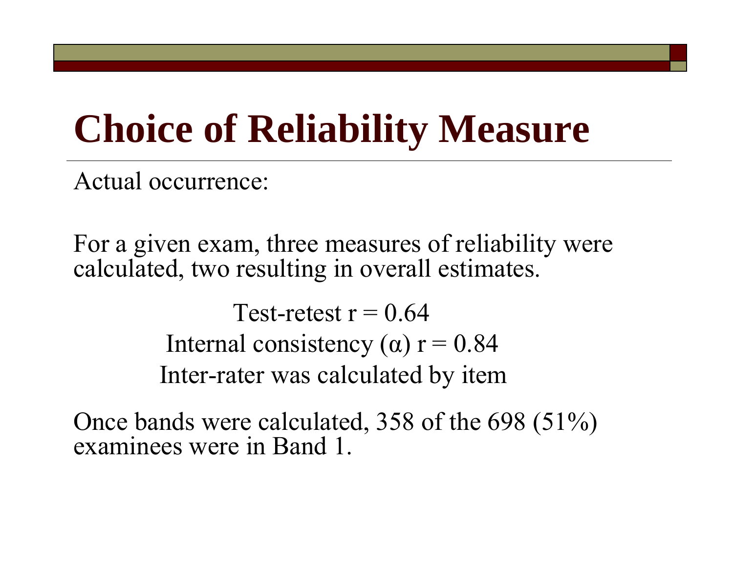# Choice of Reliability Measure

Actual occurrence:

For a given exam, three measures of reliability were calculated, two resulting in overall estimates.

Test-retest r = 0.64

Internal consistency (α) r = 0.84

Inter-rater was calculated by item

Once bands were calculated, 358 of the 698 (51%) examinees were in Band 1.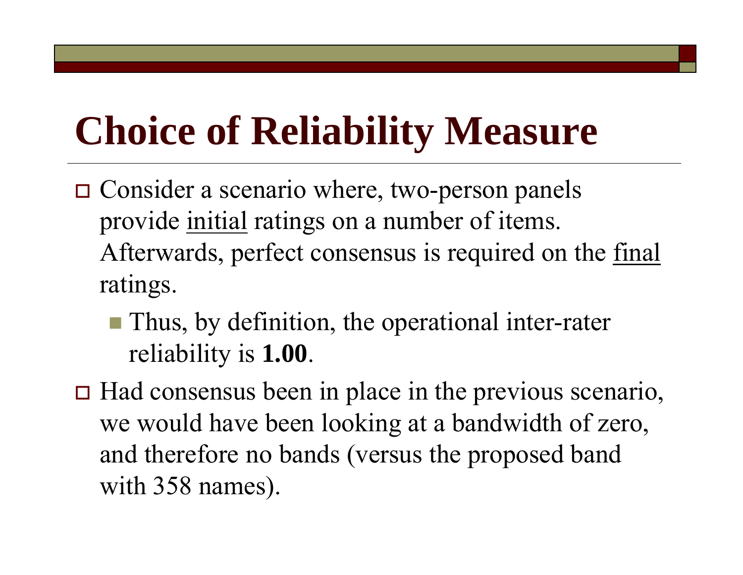# Choice of Reliability Measure

- Consider a scenario where, two-person panels provide <u>initial</u> ratings on a number of items. Afterwards, perfect consensus is required on the <u>final</u> ratings.
  - Thus, by definition, the operational inter-rater reliability is **1.00**.
- Had consensus been in place in the previous scenario, we would have been looking at a bandwidth of zero, and therefore no bands (versus the proposed band with 358 names).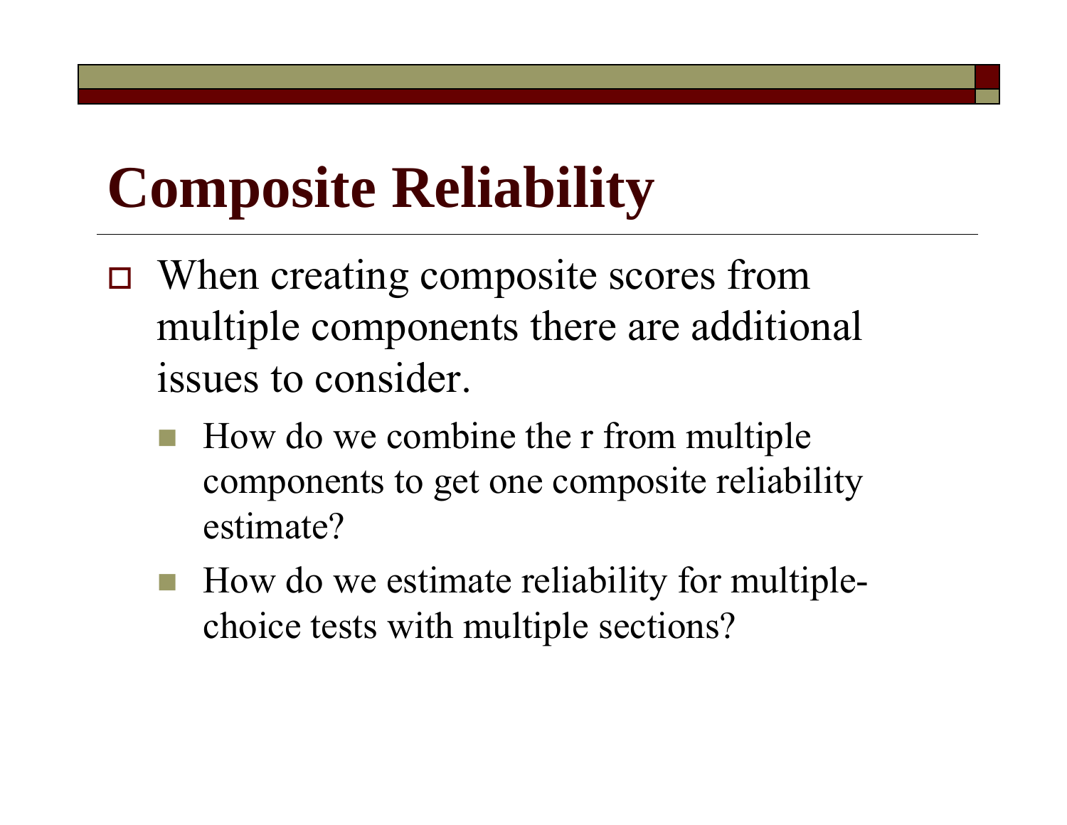# Composite Reliability

- When creating composite scores from multiple components there are additional issues to consider.
  - How do we combine the r from multiple components to get one composite reliability estimate?
  - How do we estimate reliability for multiple-choice tests with multiple sections?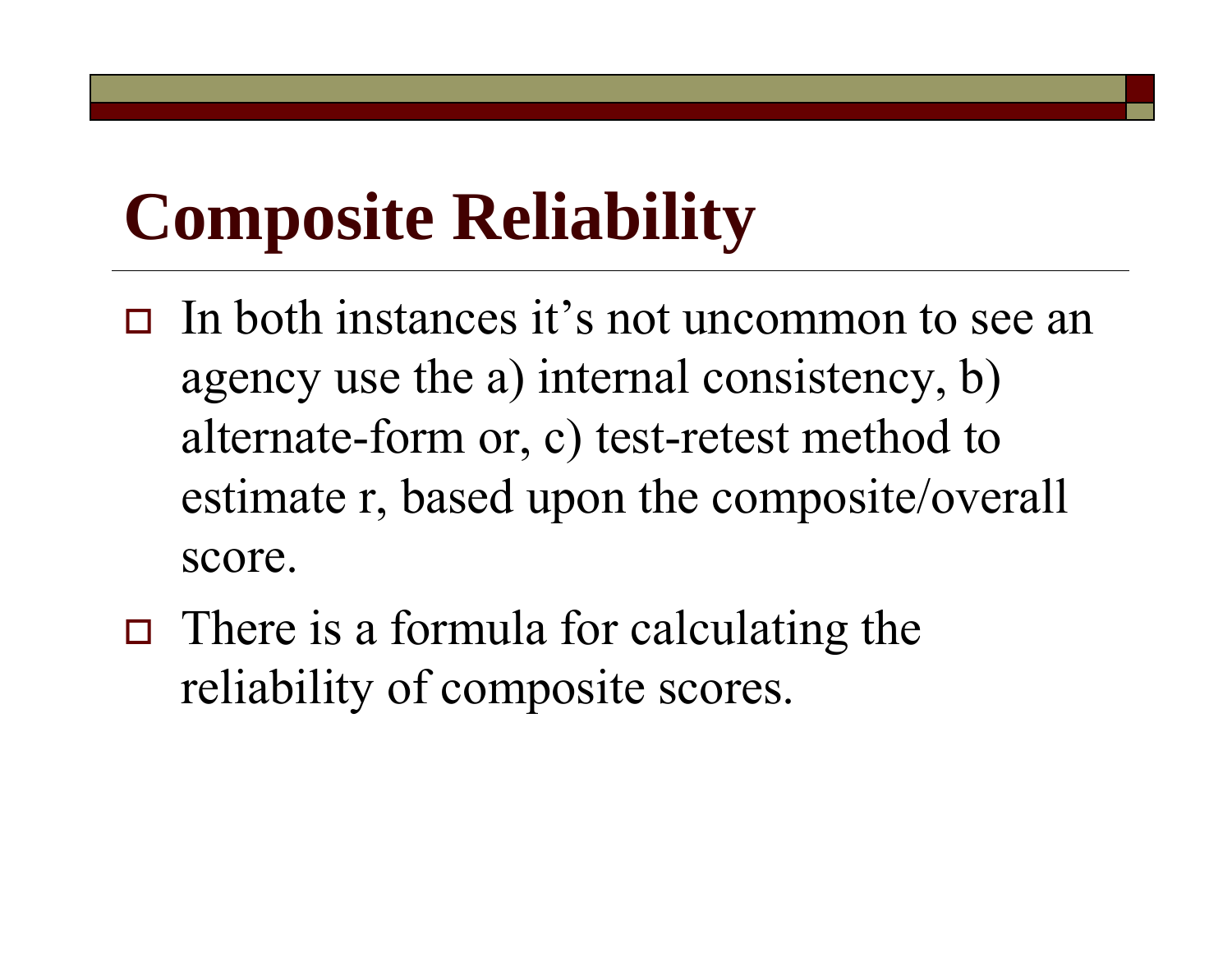# Composite Reliability

- In both instances it's not uncommon to see an agency use the a) internal consistency, b) alternate-form or, c) test-retest method to estimate r, based upon the composite/overall score.
- There is a formula for calculating the reliability of composite scores.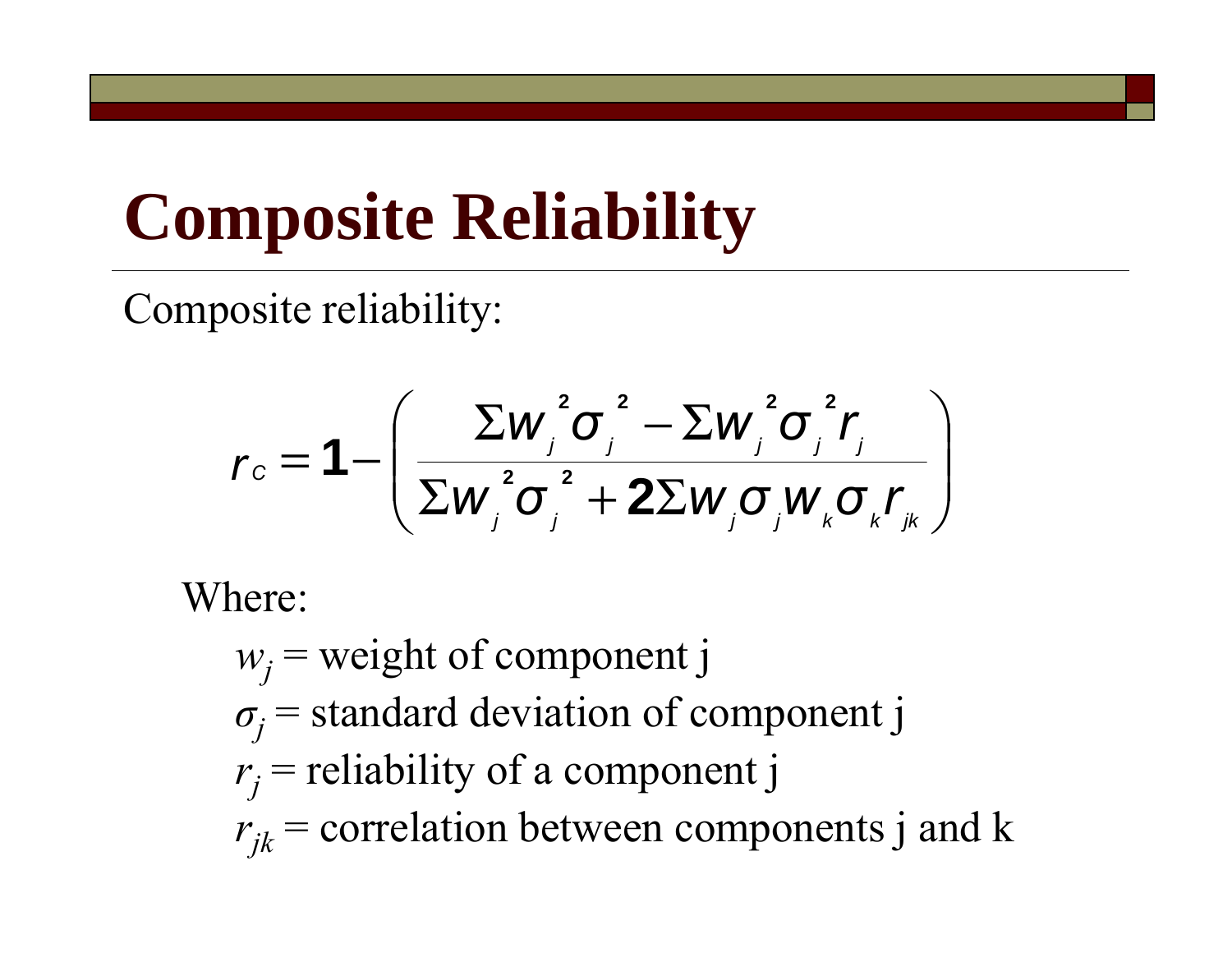# Composite Reliability

Composite reliability:

$$r_C = 1 - \left( \frac{\Sigma w_j^2 \sigma_j^2 - \Sigma w_j^2 \sigma_j^2 r_j}{\Sigma w_j^2 \sigma_j^2 + 2\Sigma w_j \sigma_j w_k \sigma_k r_{jk}} \right)$$

Where:

$w_j$ = weight of component j

$\sigma_j$ = standard deviation of component j

$r_j$ = reliability of a component j

$r_{jk}$ = correlation between components j and k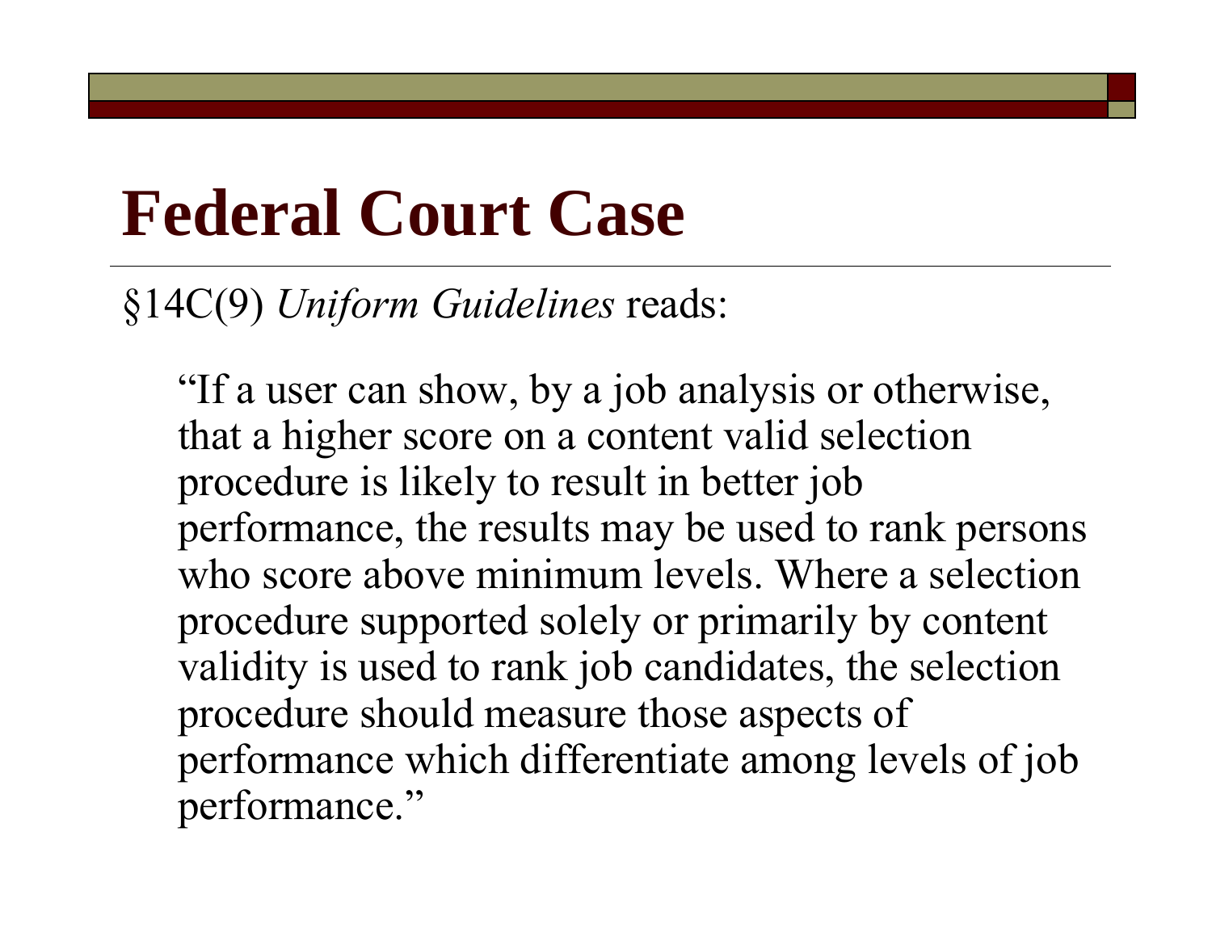# Federal Court Case

§14C(9) *Uniform Guidelines* reads:

> "If a user can show, by a job analysis or otherwise, that a higher score on a content valid selection procedure is likely to result in better job performance, the results may be used to rank persons who score above minimum levels. Where a selection procedure supported solely or primarily by content validity is used to rank job candidates, the selection procedure should measure those aspects of performance which differentiate among levels of job performance."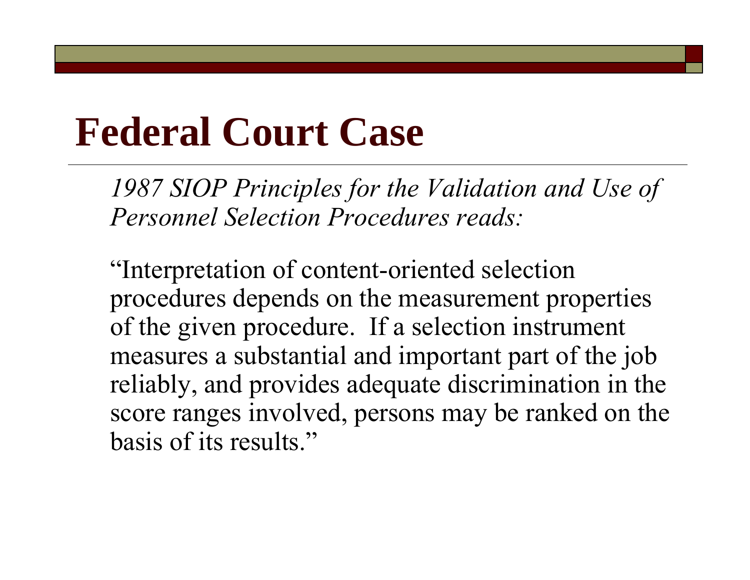# Federal Court Case

*1987 SIOP Principles for the Validation and Use of Personnel Selection Procedures reads:*

"Interpretation of content-oriented selection procedures depends on the measurement properties of the given procedure. If a selection instrument measures a substantial and important part of the job reliably, and provides adequate discrimination in the score ranges involved, persons may be ranked on the basis of its results."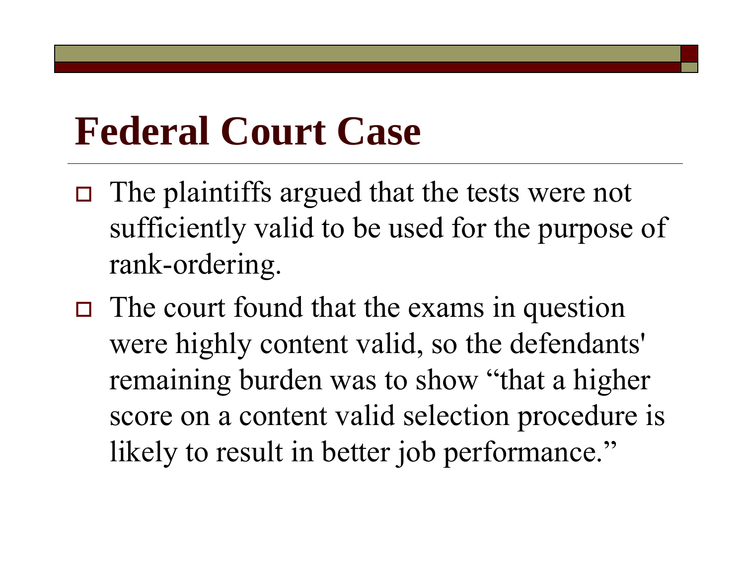# Federal Court Case

- The plaintiffs argued that the tests were not sufficiently valid to be used for the purpose of rank-ordering.
- The court found that the exams in question were highly content valid, so the defendants' remaining burden was to show "that a higher score on a content valid selection procedure is likely to result in better job performance."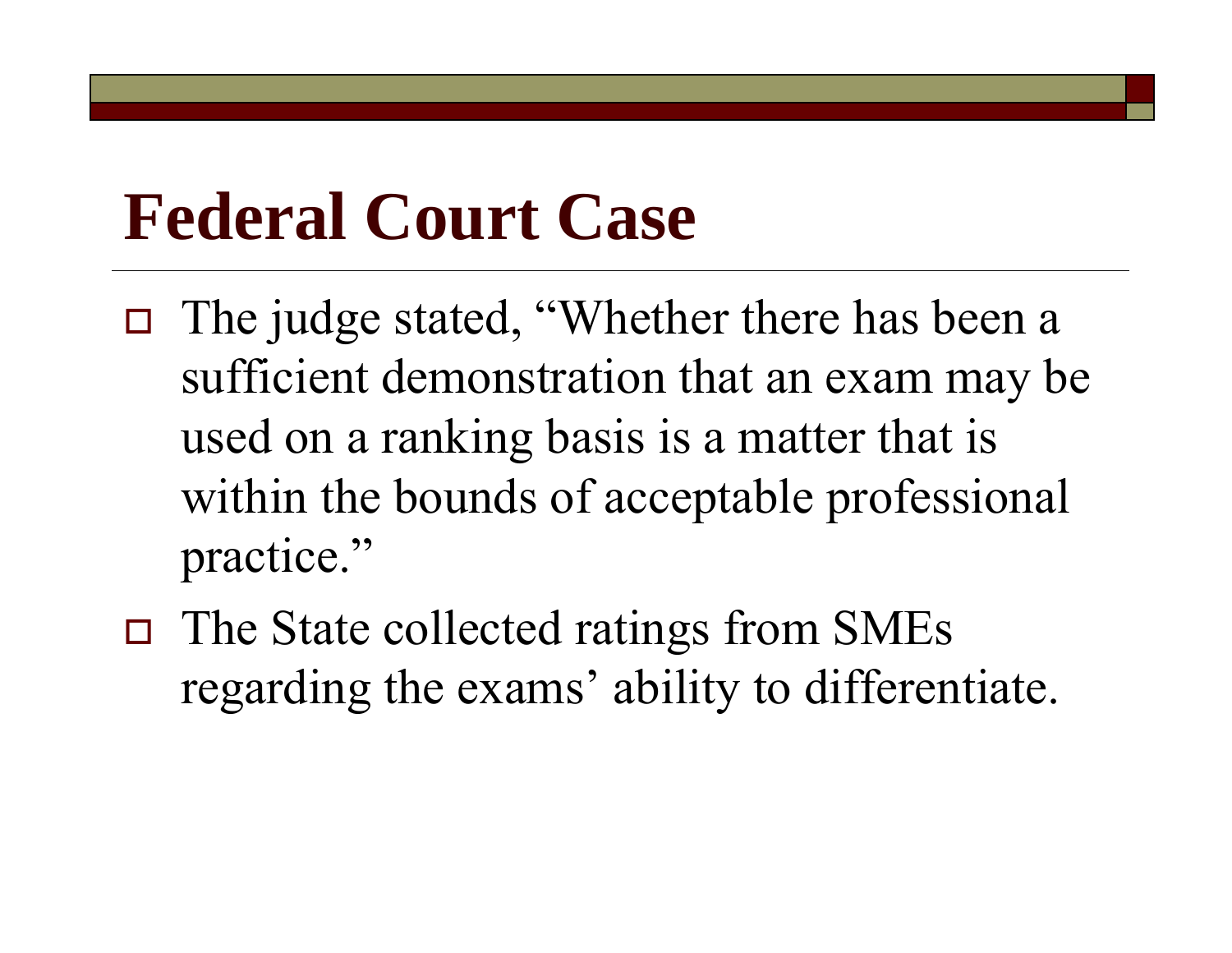# Federal Court Case

- The judge stated, "Whether there has been a sufficient demonstration that an exam may be used on a ranking basis is a matter that is within the bounds of acceptable professional practice."
- The State collected ratings from SMEs regarding the exams' ability to differentiate.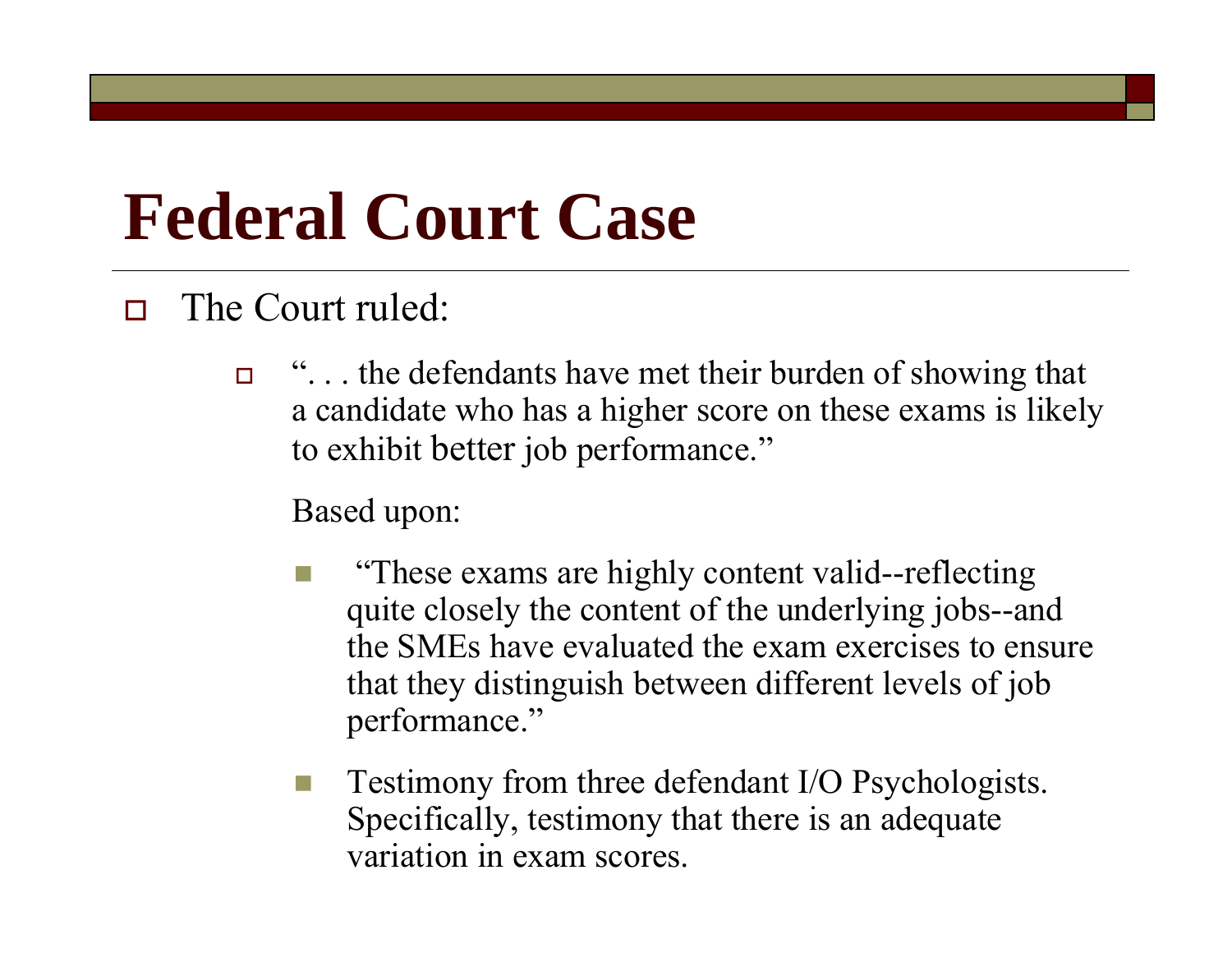# Federal Court Case

- The Court ruled:
  - "... the defendants have met their burden of showing that a candidate who has a higher score on these exams is likely to exhibit better job performance."

    Based upon:

    - "These exams are highly content valid--reflecting quite closely the content of the underlying jobs--and the SMEs have evaluated the exam exercises to ensure that they distinguish between different levels of job performance."
    - Testimony from three defendant I/O Psychologists. Specifically, testimony that there is an adequate variation in exam scores.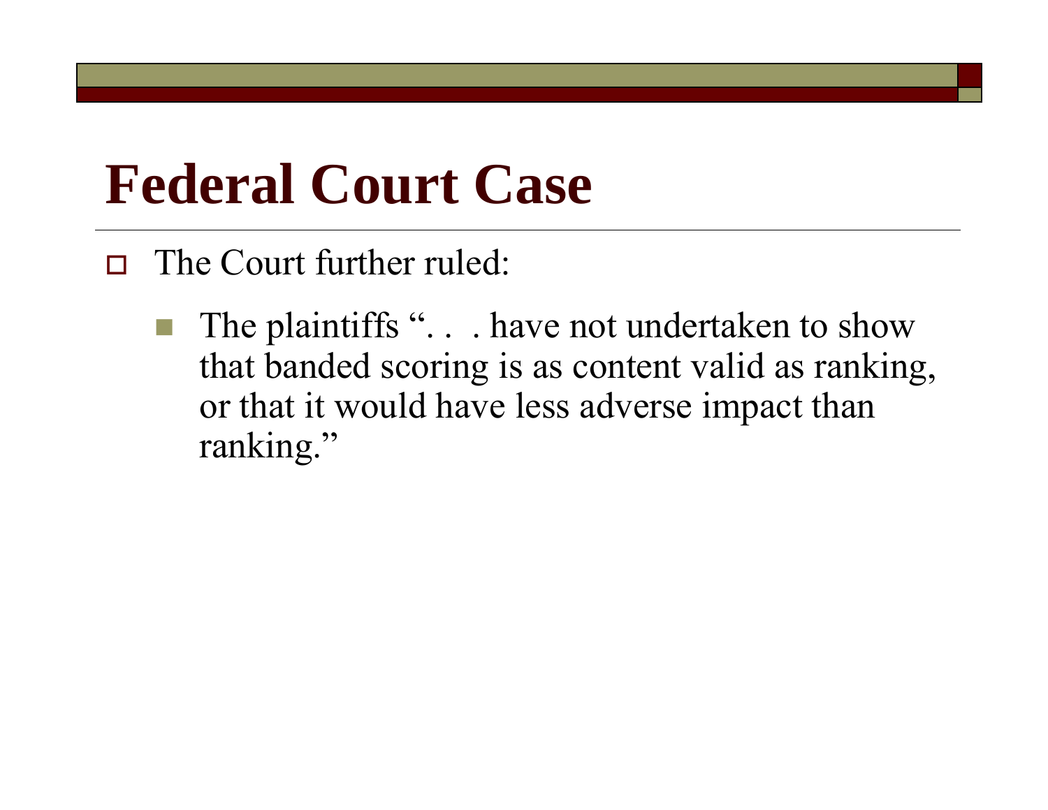# Federal Court Case

- The Court further ruled:
  - The plaintiffs ". . . have not undertaken to show that banded scoring is as content valid as ranking, or that it would have less adverse impact than ranking."